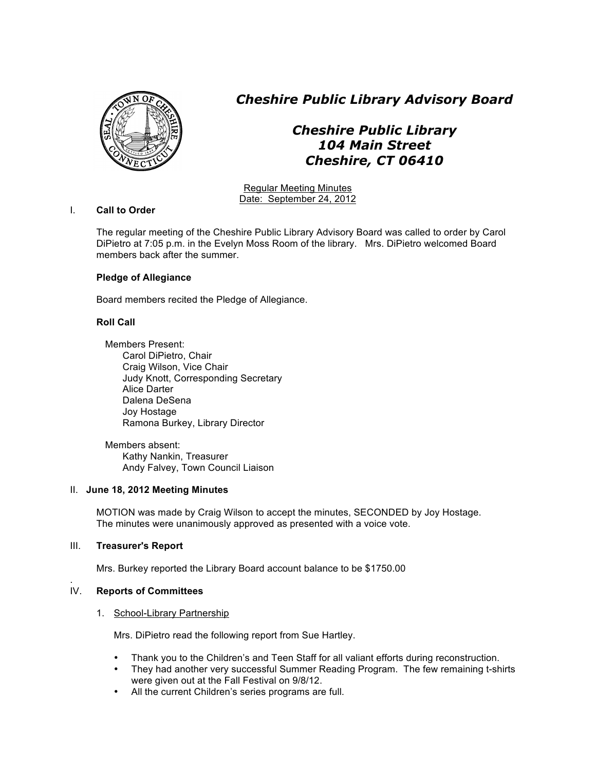# *Cheshire Public Library Advisory Board*

## *Cheshire Public Library*
## *104 Main Street*
## *Cheshire, CT 06410*

Regular Meeting Minutes
Date: September 24, 2012

I. **Call to Order**

The regular meeting of the Cheshire Public Library Advisory Board was called to order by Carol DiPietro at 7:05 p.m. in the Evelyn Moss Room of the library. Mrs. DiPietro welcomed Board members back after the summer.

**Pledge of Allegiance**

Board members recited the Pledge of Allegiance.

**Roll Call**

Members Present:
- Carol DiPietro, Chair
- Craig Wilson, Vice Chair
- Judy Knott, Corresponding Secretary
- Alice Darter
- Dalena DeSena
- Joy Hostage
- Ramona Burkey, Library Director

Members absent:
- Kathy Nankin, Treasurer
- Andy Falvey, Town Council Liaison

II. **June 18, 2012 Meeting Minutes**

MOTION was made by Craig Wilson to accept the minutes, SECONDED by Joy Hostage. The minutes were unanimously approved as presented with a voice vote.

III. **Treasurer's Report**

Mrs. Burkey reported the Library Board account balance to be $1750.00

IV. **Reports of Committees**

1. School-Library Partnership

   Mrs. DiPietro read the following report from Sue Hartley.

   - Thank you to the Children's and Teen Staff for all valiant efforts during reconstruction.
   - They had another very successful Summer Reading Program. The few remaining t-shirts were given out at the Fall Festival on 9/8/12.
   - All the current Children's series programs are full.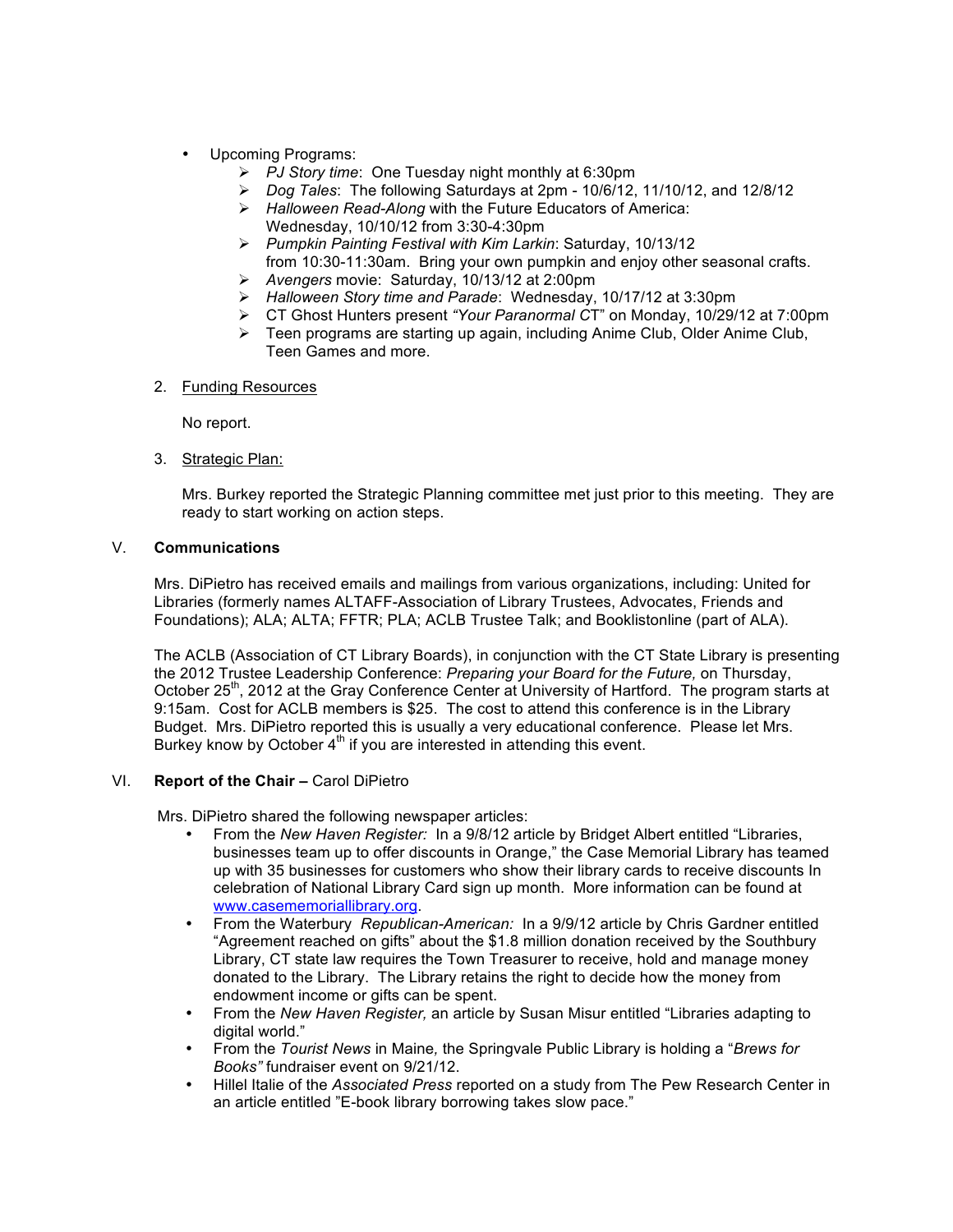- Upcoming Programs:
  - *PJ Story time*: One Tuesday night monthly at 6:30pm
  - *Dog Tales*: The following Saturdays at 2pm - 10/6/12, 11/10/12, and 12/8/12
  - *Halloween Read-Along* with the Future Educators of America: Wednesday, 10/10/12 from 3:30-4:30pm
  - *Pumpkin Painting Festival with Kim Larkin*: Saturday, 10/13/12 from 10:30-11:30am. Bring your own pumpkin and enjoy other seasonal crafts.
  - *Avengers* movie: Saturday, 10/13/12 at 2:00pm
  - *Halloween Story time and Parade*: Wednesday, 10/17/12 at 3:30pm
  - CT Ghost Hunters present *"Your Paranormal C*T" on Monday, 10/29/12 at 7:00pm
  - Teen programs are starting up again, including Anime Club, Older Anime Club, Teen Games and more.

2. Funding Resources

   No report.

3. Strategic Plan:

   Mrs. Burkey reported the Strategic Planning committee met just prior to this meeting. They are ready to start working on action steps.

## V. Communications

Mrs. DiPietro has received emails and mailings from various organizations, including: United for Libraries (formerly names ALTAFF-Association of Library Trustees, Advocates, Friends and Foundations); ALA; ALTA; FFTR; PLA; ACLB Trustee Talk; and Booklistonline (part of ALA).

The ACLB (Association of CT Library Boards), in conjunction with the CT State Library is presenting the 2012 Trustee Leadership Conference: *Preparing your Board for the Future,* on Thursday, October 25th, 2012 at the Gray Conference Center at University of Hartford. The program starts at 9:15am. Cost for ACLB members is $25. The cost to attend this conference is in the Library Budget. Mrs. DiPietro reported this is usually a very educational conference. Please let Mrs. Burkey know by October 4th if you are interested in attending this event.

## VI. Report of the Chair – Carol DiPietro

Mrs. DiPietro shared the following newspaper articles:

- From the *New Haven Register:* In a 9/8/12 article by Bridget Albert entitled "Libraries, businesses team up to offer discounts in Orange," the Case Memorial Library has teamed up with 35 businesses for customers who show their library cards to receive discounts In celebration of National Library Card sign up month. More information can be found at www.casememoriallibrary.org.
- From the Waterbury *Republican-American:* In a 9/9/12 article by Chris Gardner entitled "Agreement reached on gifts" about the $1.8 million donation received by the Southbury Library, CT state law requires the Town Treasurer to receive, hold and manage money donated to the Library. The Library retains the right to decide how the money from endowment income or gifts can be spent.
- From the *New Haven Register,* an article by Susan Misur entitled "Libraries adapting to digital world."
- From the *Tourist News* in Maine*,* the Springvale Public Library is holding a "*Brews for Books"* fundraiser event on 9/21/12.
- Hillel Italie of the *Associated Press* reported on a study from The Pew Research Center in an article entitled "E-book library borrowing takes slow pace."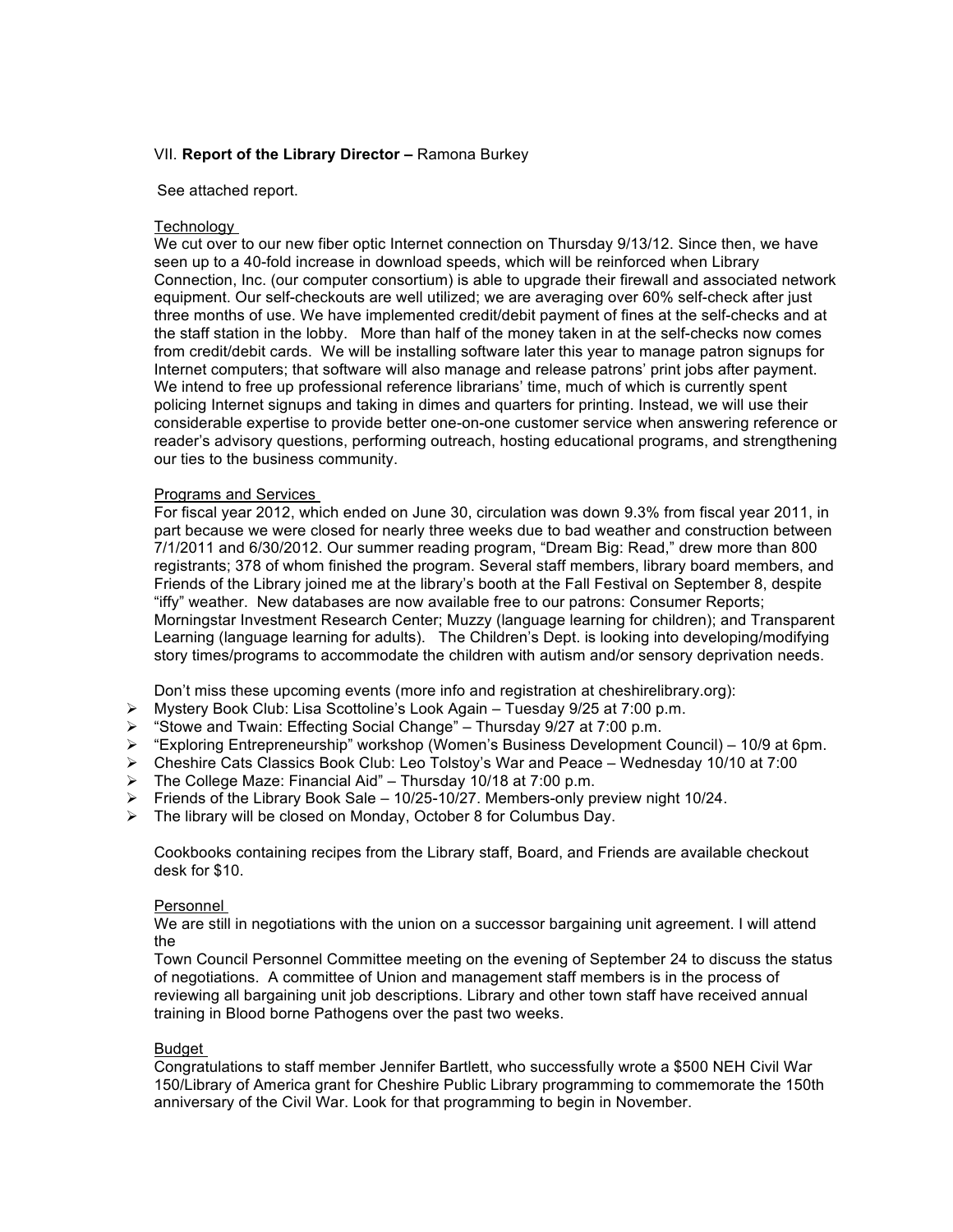VII. **Report of the Library Director –** Ramona Burkey

See attached report.

Technology

We cut over to our new fiber optic Internet connection on Thursday 9/13/12. Since then, we have seen up to a 40-fold increase in download speeds, which will be reinforced when Library Connection, Inc. (our computer consortium) is able to upgrade their firewall and associated network equipment. Our self-checkouts are well utilized; we are averaging over 60% self-check after just three months of use. We have implemented credit/debit payment of fines at the self-checks and at the staff station in the lobby. More than half of the money taken in at the self-checks now comes from credit/debit cards. We will be installing software later this year to manage patron signups for Internet computers; that software will also manage and release patrons' print jobs after payment. We intend to free up professional reference librarians' time, much of which is currently spent policing Internet signups and taking in dimes and quarters for printing. Instead, we will use their considerable expertise to provide better one-on-one customer service when answering reference or reader's advisory questions, performing outreach, hosting educational programs, and strengthening our ties to the business community.

Programs and Services

For fiscal year 2012, which ended on June 30, circulation was down 9.3% from fiscal year 2011, in part because we were closed for nearly three weeks due to bad weather and construction between 7/1/2011 and 6/30/2012. Our summer reading program, "Dream Big: Read," drew more than 800 registrants; 378 of whom finished the program. Several staff members, library board members, and Friends of the Library joined me at the library's booth at the Fall Festival on September 8, despite "iffy" weather. New databases are now available free to our patrons: Consumer Reports; Morningstar Investment Research Center; Muzzy (language learning for children); and Transparent Learning (language learning for adults). The Children's Dept. is looking into developing/modifying story times/programs to accommodate the children with autism and/or sensory deprivation needs.

Don't miss these upcoming events (more info and registration at cheshirelibrary.org):

- Mystery Book Club: Lisa Scottoline's Look Again – Tuesday 9/25 at 7:00 p.m.
- "Stowe and Twain: Effecting Social Change" – Thursday 9/27 at 7:00 p.m.
- "Exploring Entrepreneurship" workshop (Women's Business Development Council) – 10/9 at 6pm.
- Cheshire Cats Classics Book Club: Leo Tolstoy's War and Peace – Wednesday 10/10 at 7:00
- The College Maze: Financial Aid" – Thursday 10/18 at 7:00 p.m.
- Friends of the Library Book Sale – 10/25-10/27. Members-only preview night 10/24.
- The library will be closed on Monday, October 8 for Columbus Day.

Cookbooks containing recipes from the Library staff, Board, and Friends are available checkout desk for $10.

Personnel

We are still in negotiations with the union on a successor bargaining unit agreement. I will attend the
Town Council Personnel Committee meeting on the evening of September 24 to discuss the status of negotiations. A committee of Union and management staff members is in the process of reviewing all bargaining unit job descriptions. Library and other town staff have received annual training in Blood borne Pathogens over the past two weeks.

Budget

Congratulations to staff member Jennifer Bartlett, who successfully wrote a $500 NEH Civil War 150/Library of America grant for Cheshire Public Library programming to commemorate the 150th anniversary of the Civil War. Look for that programming to begin in November.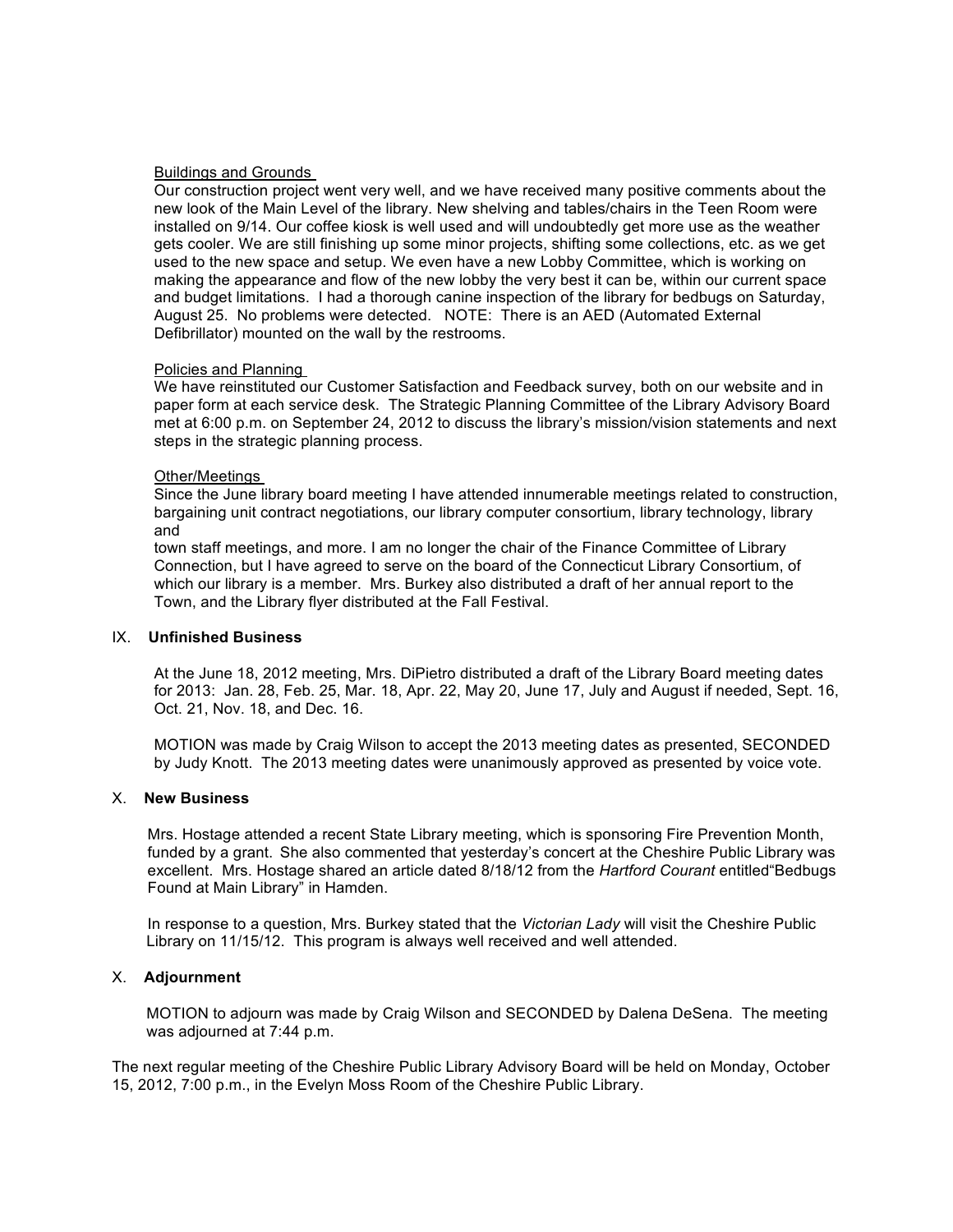Buildings and Grounds

Our construction project went very well, and we have received many positive comments about the new look of the Main Level of the library. New shelving and tables/chairs in the Teen Room were installed on 9/14. Our coffee kiosk is well used and will undoubtedly get more use as the weather gets cooler. We are still finishing up some minor projects, shifting some collections, etc. as we get used to the new space and setup. We even have a new Lobby Committee, which is working on making the appearance and flow of the new lobby the very best it can be, within our current space and budget limitations. I had a thorough canine inspection of the library for bedbugs on Saturday, August 25. No problems were detected. NOTE: There is an AED (Automated External Defibrillator) mounted on the wall by the restrooms.

Policies and Planning

We have reinstituted our Customer Satisfaction and Feedback survey, both on our website and in paper form at each service desk. The Strategic Planning Committee of the Library Advisory Board met at 6:00 p.m. on September 24, 2012 to discuss the library's mission/vision statements and next steps in the strategic planning process.

Other/Meetings

Since the June library board meeting I have attended innumerable meetings related to construction, bargaining unit contract negotiations, our library computer consortium, library technology, library and
town staff meetings, and more. I am no longer the chair of the Finance Committee of Library Connection, but I have agreed to serve on the board of the Connecticut Library Consortium, of which our library is a member. Mrs. Burkey also distributed a draft of her annual report to the Town, and the Library flyer distributed at the Fall Festival.

## IX. Unfinished Business

At the June 18, 2012 meeting, Mrs. DiPietro distributed a draft of the Library Board meeting dates for 2013: Jan. 28, Feb. 25, Mar. 18, Apr. 22, May 20, June 17, July and August if needed, Sept. 16, Oct. 21, Nov. 18, and Dec. 16.

MOTION was made by Craig Wilson to accept the 2013 meeting dates as presented, SECONDED by Judy Knott. The 2013 meeting dates were unanimously approved as presented by voice vote.

## X. New Business

Mrs. Hostage attended a recent State Library meeting, which is sponsoring Fire Prevention Month, funded by a grant. She also commented that yesterday's concert at the Cheshire Public Library was excellent. Mrs. Hostage shared an article dated 8/18/12 from the *Hartford Courant* entitled"Bedbugs Found at Main Library" in Hamden.

In response to a question, Mrs. Burkey stated that the *Victorian Lady* will visit the Cheshire Public Library on 11/15/12. This program is always well received and well attended.

## X. Adjournment

MOTION to adjourn was made by Craig Wilson and SECONDED by Dalena DeSena. The meeting was adjourned at 7:44 p.m.

The next regular meeting of the Cheshire Public Library Advisory Board will be held on Monday, October 15, 2012, 7:00 p.m., in the Evelyn Moss Room of the Cheshire Public Library.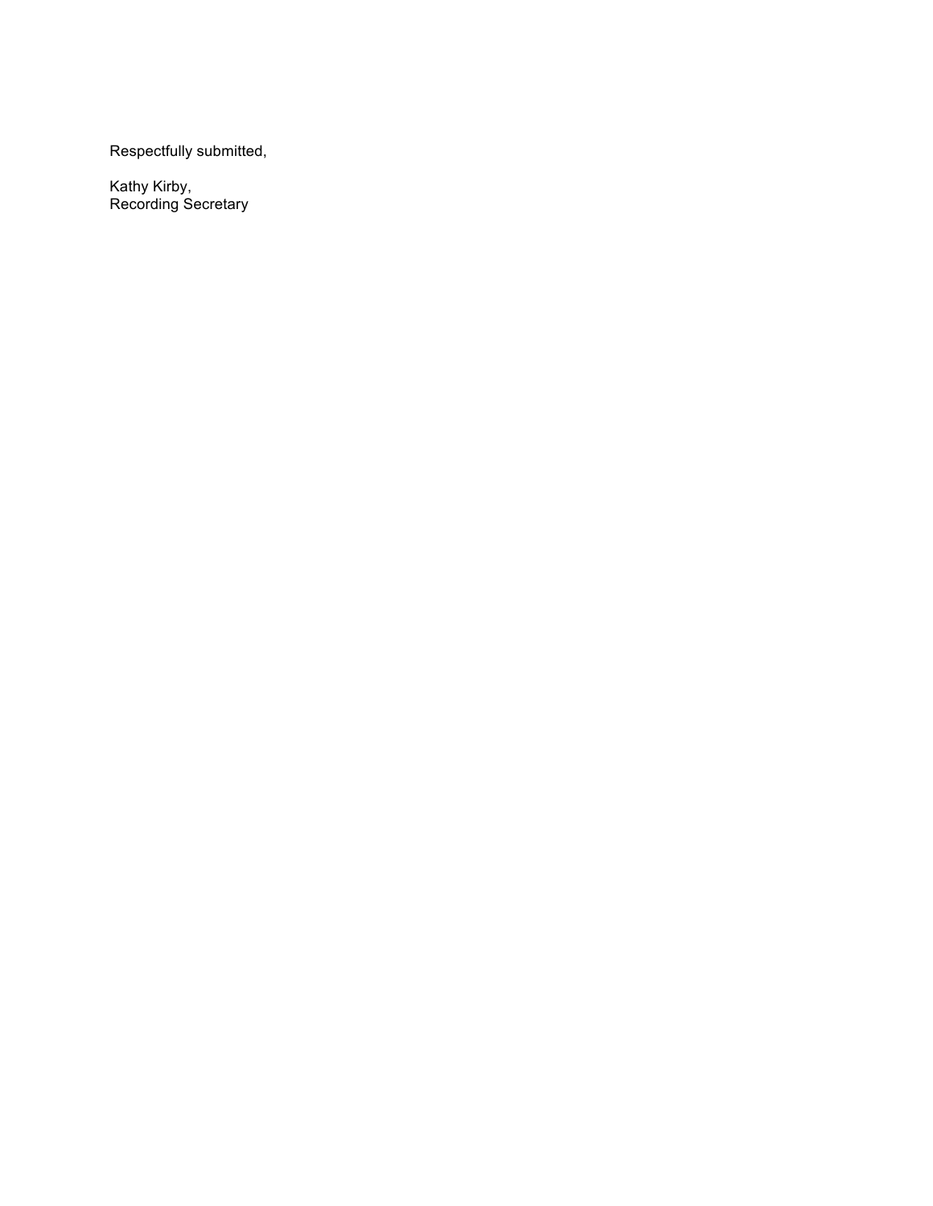Respectfully submitted,

Kathy Kirby,
Recording Secretary